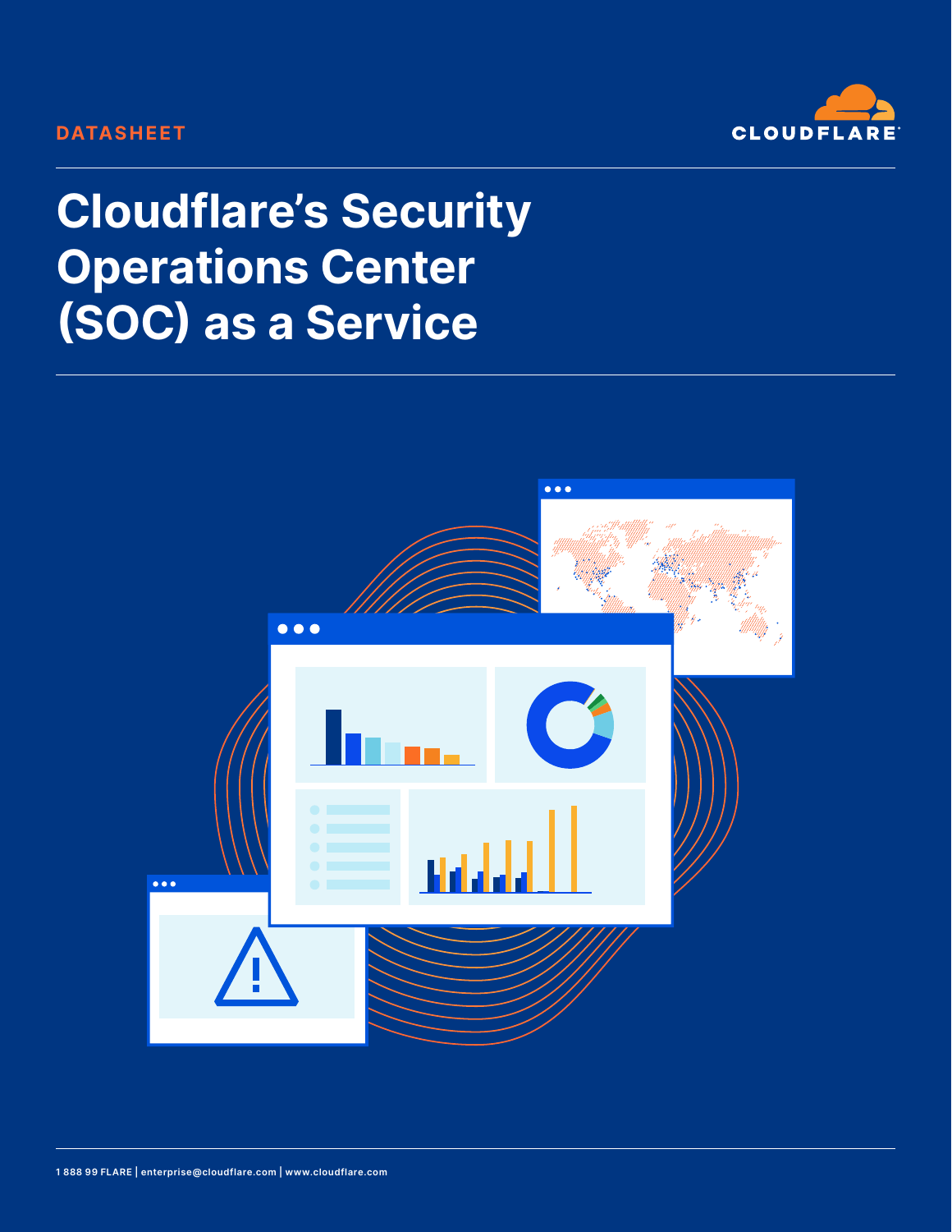DATASHEET

# Cloudflare's Security Operations Center (SOC) as a Service

1 888 99 FLARE | enterprise@cloudflare.com | www.cloudflare.com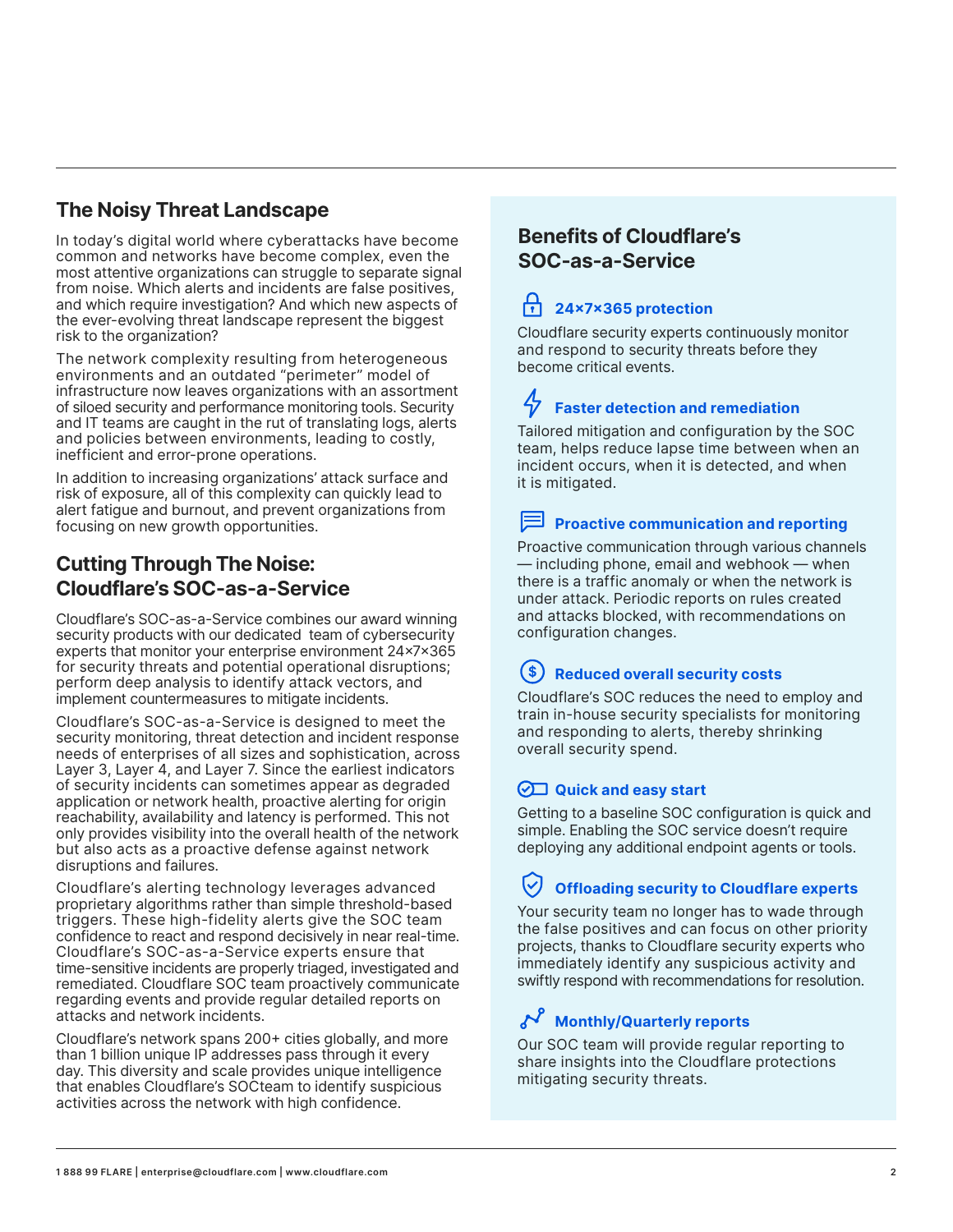## The Noisy Threat Landscape

In today's digital world where cyberattacks have become common and networks have become complex, even the most attentive organizations can struggle to separate signal from noise. Which alerts and incidents are false positives, and which require investigation? And which new aspects of the ever-evolving threat landscape represent the biggest risk to the organization?

The network complexity resulting from heterogeneous environments and an outdated "perimeter" model of infrastructure now leaves organizations with an assortment of siloed security and performance monitoring tools. Security and IT teams are caught in the rut of translating logs, alerts and policies between environments, leading to costly, inefficient and error-prone operations.

In addition to increasing organizations' attack surface and risk of exposure, all of this complexity can quickly lead to alert fatigue and burnout, and prevent organizations from focusing on new growth opportunities.

## Cutting Through The Noise: Cloudflare's SOC-as-a-Service

Cloudflare's SOC-as-a-Service combines our award winning security products with our dedicated team of cybersecurity experts that monitor your enterprise environment 24×7×365 for security threats and potential operational disruptions; perform deep analysis to identify attack vectors, and implement countermeasures to mitigate incidents.

Cloudflare's SOC-as-a-Service is designed to meet the security monitoring, threat detection and incident response needs of enterprises of all sizes and sophistication, across Layer 3, Layer 4, and Layer 7. Since the earliest indicators of security incidents can sometimes appear as degraded application or network health, proactive alerting for origin reachability, availability and latency is performed. This not only provides visibility into the overall health of the network but also acts as a proactive defense against network disruptions and failures.

Cloudflare's alerting technology leverages advanced proprietary algorithms rather than simple threshold-based triggers. These high-fidelity alerts give the SOC team confidence to react and respond decisively in near real-time. Cloudflare's SOC-as-a-Service experts ensure that time-sensitive incidents are properly triaged, investigated and remediated. Cloudflare SOC team proactively communicate regarding events and provide regular detailed reports on attacks and network incidents.

Cloudflare's network spans 200+ cities globally, and more than 1 billion unique IP addresses pass through it every day. This diversity and scale provides unique intelligence that enables Cloudflare's SOCteam to identify suspicious activities across the network with high confidence.

## Benefits of Cloudflare's SOC-as-a-Service

### 24×7×365 protection

Cloudflare security experts continuously monitor and respond to security threats before they become critical events.

### Faster detection and remediation

Tailored mitigation and configuration by the SOC team, helps reduce lapse time between when an incident occurs, when it is detected, and when it is mitigated.

### Proactive communication and reporting

Proactive communication through various channels — including phone, email and webhook — when there is a traffic anomaly or when the network is under attack. Periodic reports on rules created and attacks blocked, with recommendations on configuration changes.

### Reduced overall security costs

Cloudflare's SOC reduces the need to employ and train in-house security specialists for monitoring and responding to alerts, thereby shrinking overall security spend.

### Quick and easy start

Getting to a baseline SOC configuration is quick and simple. Enabling the SOC service doesn't require deploying any additional endpoint agents or tools.

### Offloading security to Cloudflare experts

Your security team no longer has to wade through the false positives and can focus on other priority projects, thanks to Cloudflare security experts who immediately identify any suspicious activity and swiftly respond with recommendations for resolution.

### Monthly/Quarterly reports

Our SOC team will provide regular reporting to share insights into the Cloudflare protections mitigating security threats.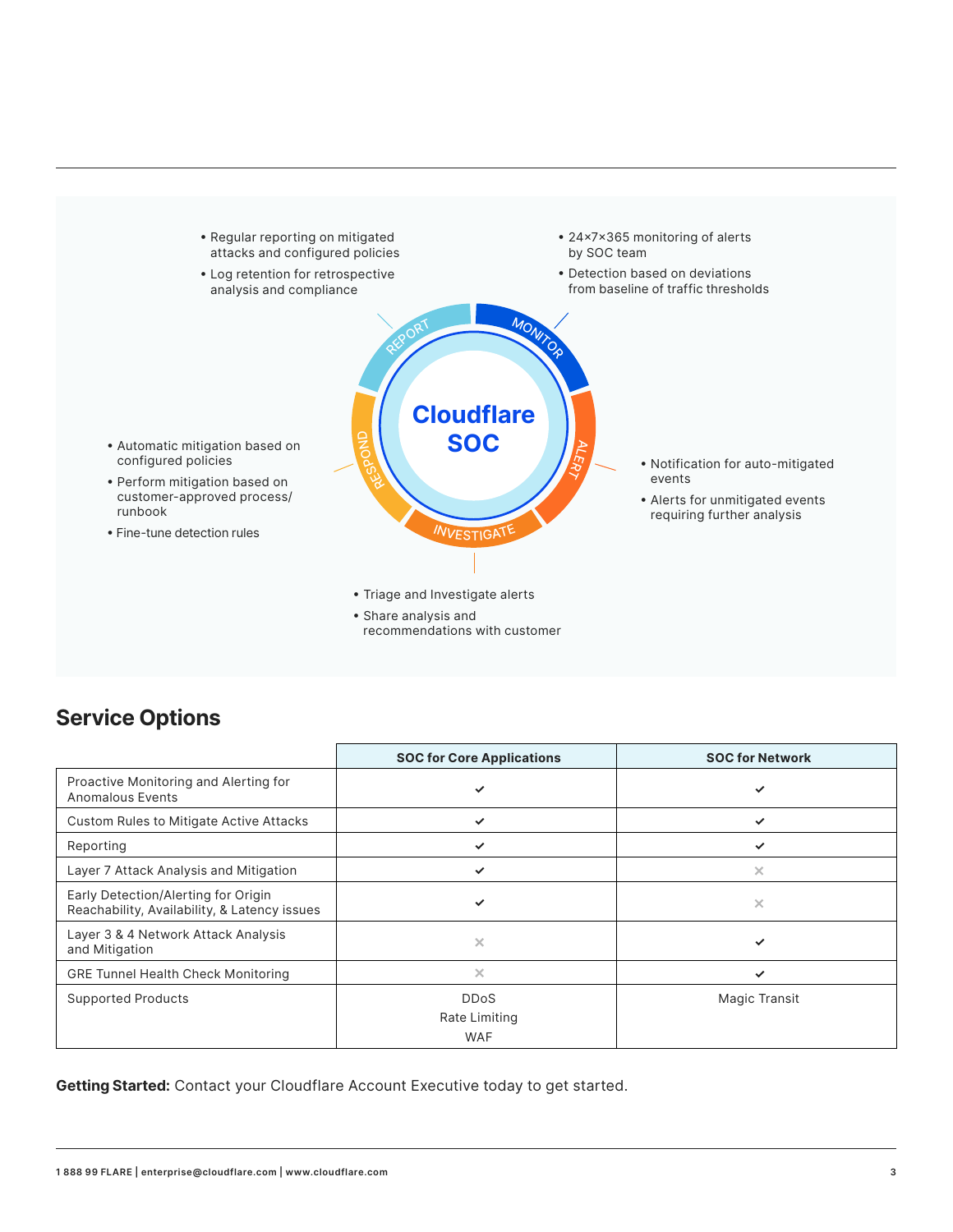**Cloudflare SOC**

**MONITOR**

- 24×7×365 monitoring of alerts by SOC team
- Detection based on deviations from baseline of traffic thresholds

**ALERT**

- Notification for auto-mitigated events
- Alerts for unmitigated events requiring further analysis

**INVESTIGATE**

- Triage and Investigate alerts
- Share analysis and recommendations with customer

**RESPOND**

- Automatic mitigation based on configured policies
- Perform mitigation based on customer-approved process/ runbook
- Fine-tune detection rules

**REPORT**

- Regular reporting on mitigated attacks and configured policies
- Log retention for retrospective analysis and compliance

## Service Options

| | SOC for Core Applications | SOC for Network |
|---|---|---|
| Proactive Monitoring and Alerting for Anomalous Events | ✓ | ✓ |
| Custom Rules to Mitigate Active Attacks | ✓ | ✓ |
| Reporting | ✓ | ✓ |
| Layer 7 Attack Analysis and Mitigation | ✓ | × |
| Early Detection/Alerting for Origin Reachability, Availability, & Latency issues | ✓ | × |
| Layer 3 & 4 Network Attack Analysis and Mitigation | × | ✓ |
| GRE Tunnel Health Check Monitoring | × | ✓ |
| Supported Products | DDoS<br>Rate Limiting<br>WAF | Magic Transit |

**Getting Started:** Contact your Cloudflare Account Executive today to get started.

1 888 99 FLARE | enterprise@cloudflare.com | www.cloudflare.com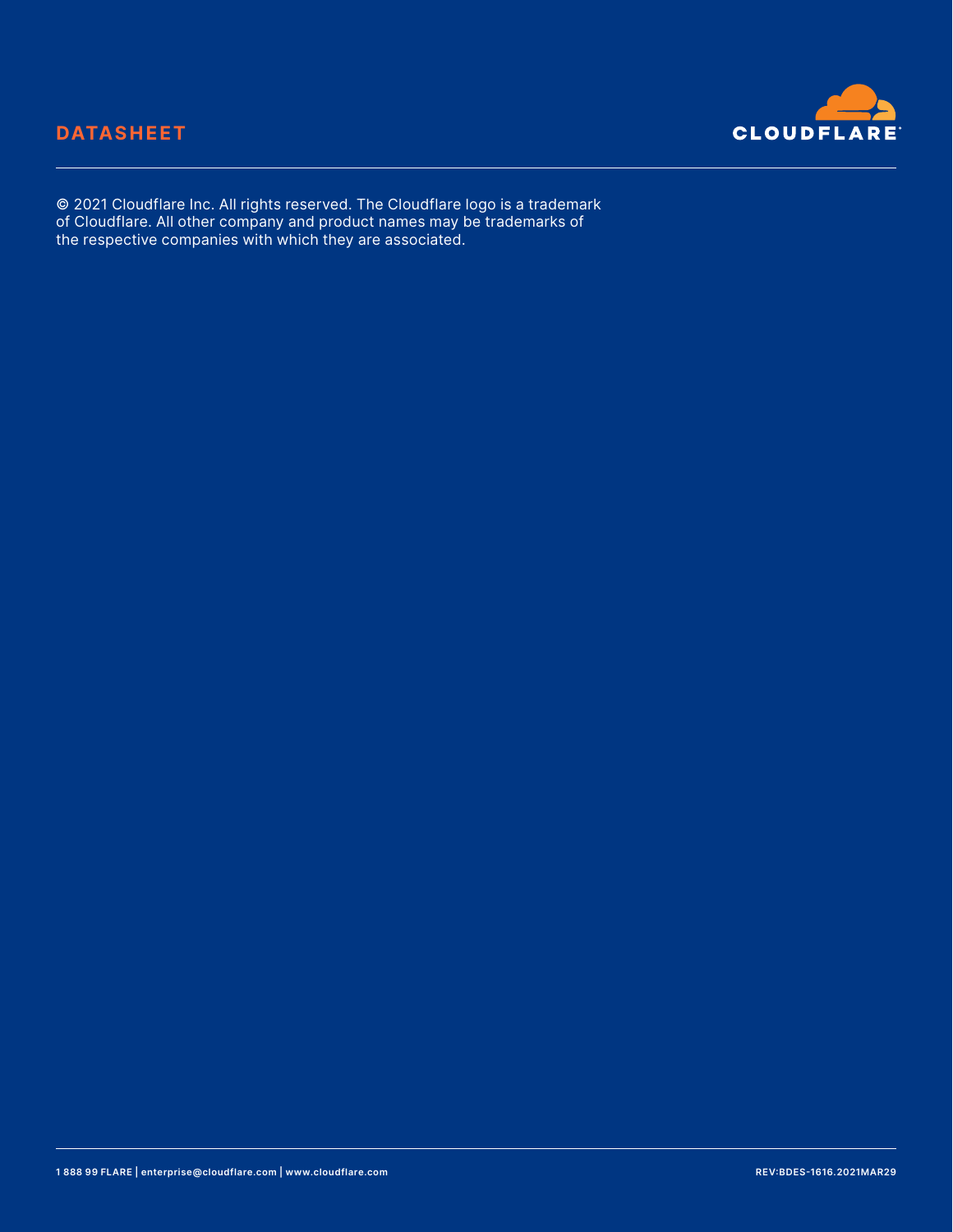© 2021 Cloudflare Inc. All rights reserved. The Cloudflare logo is a trademark of Cloudflare. All other company and product names may be trademarks of the respective companies with which they are associated.